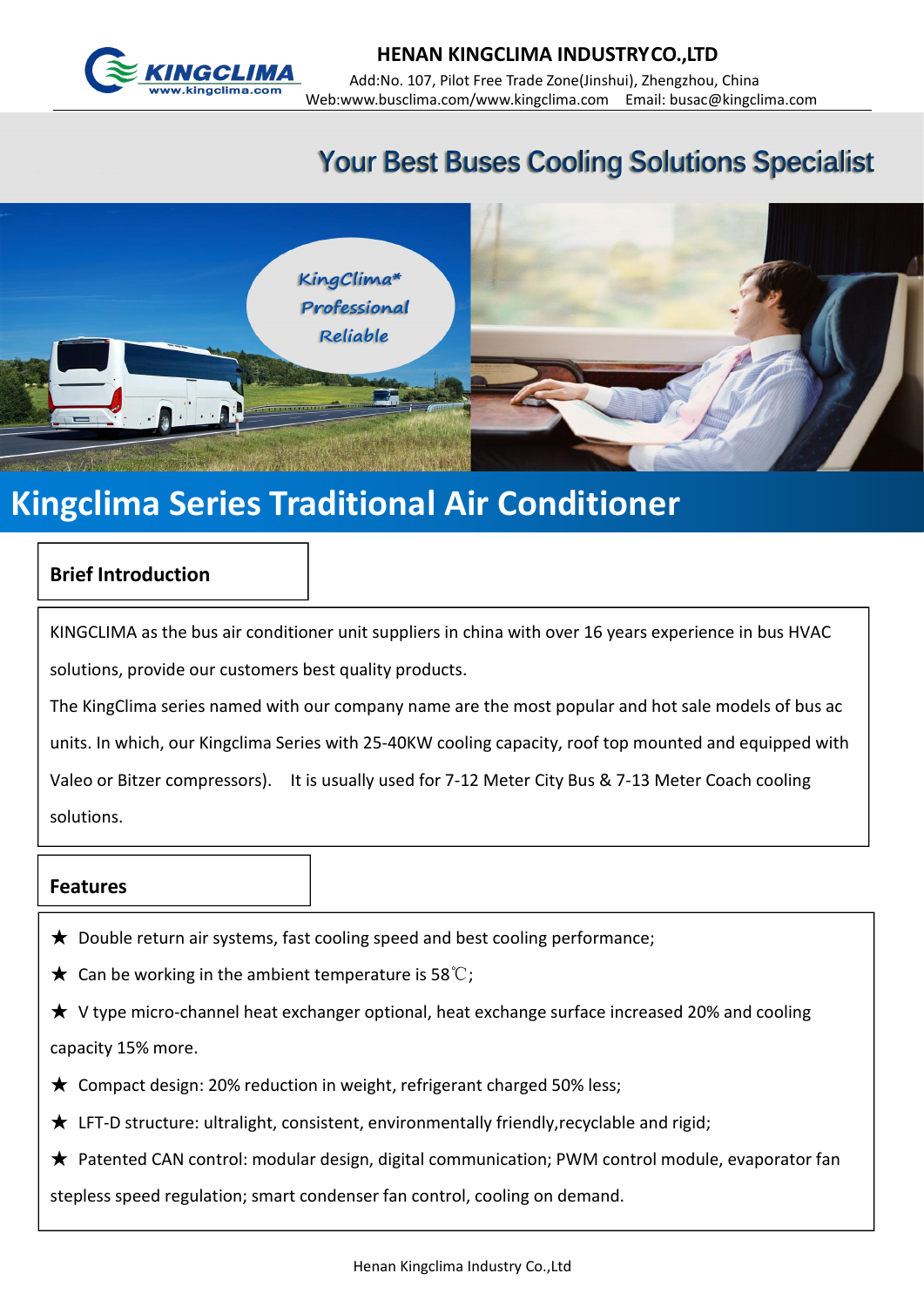**HENAN KINGCLIMA INDUSTRY CO.,LTD**

Add:No. 107, Pilot Free Trade Zone(Jinshui), Zhengzhou, China

Web:www.busclima.com/www.kingclima.com    Email: busac@kingclima.com

## Your Best Buses Cooling Solutions Specialist

KingClima*
Professional
Reliable

# Kingclima Series Traditional Air Conditioner

### Brief Introduction

KINGCLIMA as the bus air conditioner unit suppliers in china with over 16 years experience in bus HVAC solutions, provide our customers best quality products.

The KingClima series named with our company name are the most popular and hot sale models of bus ac units. In which, our Kingclima Series with 25-40KW cooling capacity, roof top mounted and equipped with Valeo or Bitzer compressors).  It is usually used for 7-12 Meter City Bus & 7-13 Meter Coach cooling solutions.

### Features

★ Double return air systems, fast cooling speed and best cooling performance;

★ Can be working in the ambient temperature is 58℃;

★ V type micro-channel heat exchanger optional, heat exchange surface increased 20% and cooling capacity 15% more.

★ Compact design: 20% reduction in weight, refrigerant charged 50% less;

★ LFT-D structure: ultralight, consistent, environmentally friendly,recyclable and rigid;

★ Patented CAN control: modular design, digital communication; PWM control module, evaporator fan stepless speed regulation; smart condenser fan control, cooling on demand.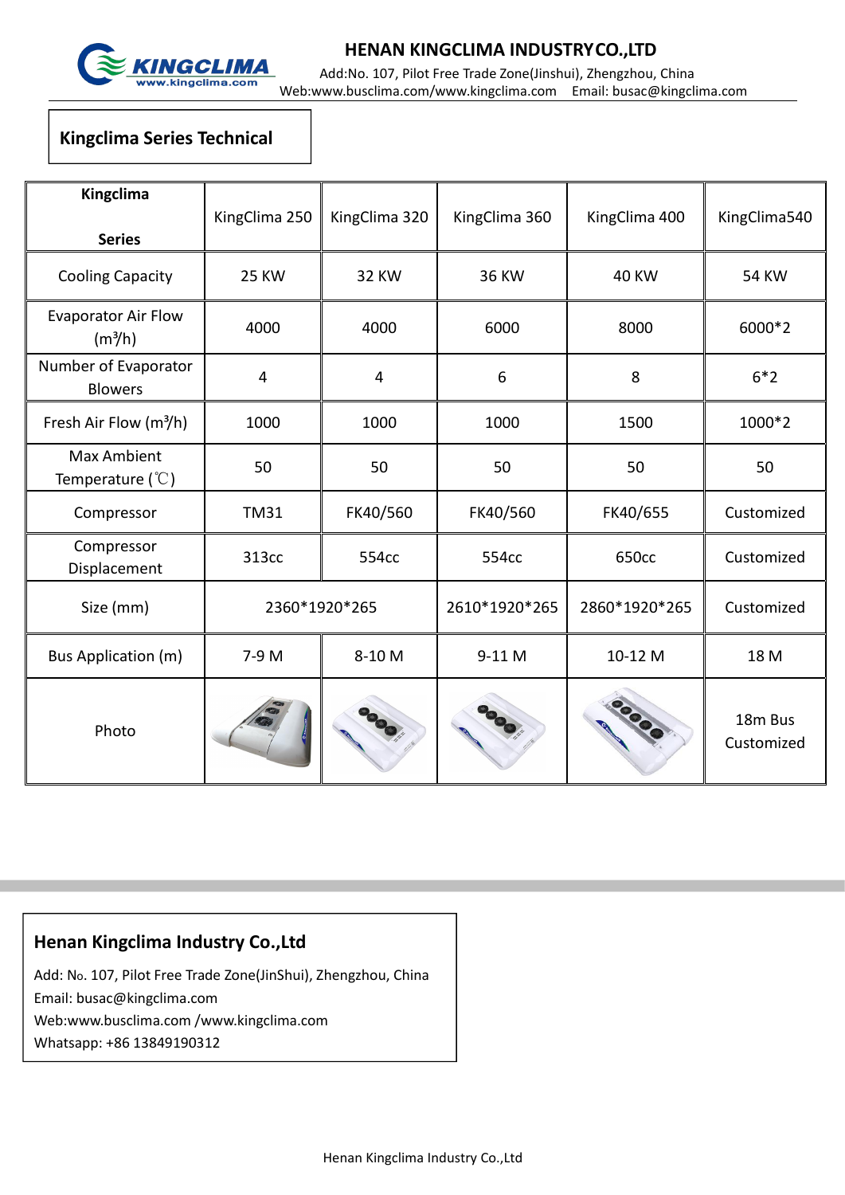# HENAN KINGCLIMA INDUSTRY CO.,LTD

Add:No. 107, Pilot Free Trade Zone(Jinshui), Zhengzhou, China
Web:www.busclima.com/www.kingclima.com Email: busac@kingclima.com

## Kingclima Series Technical

| Kingclima Series | KingClima 250 | KingClima 320 | KingClima 360 | KingClima 400 | KingClima540 |
|---|---|---|---|---|---|
| Cooling Capacity | 25 KW | 32 KW | 36 KW | 40 KW | 54 KW |
| Evaporator Air Flow ($m^3/h$) | 4000 | 4000 | 6000 | 8000 | 6000*2 |
| Number of Evaporator Blowers | 4 | 4 | 6 | 8 | 6*2 |
| Fresh Air Flow ($m^3/h$) | 1000 | 1000 | 1000 | 1500 | 1000*2 |
| Max Ambient Temperature (℃) | 50 | 50 | 50 | 50 | 50 |
| Compressor | TM31 | FK40/560 | FK40/560 | FK40/655 | Customized |
| Compressor Displacement | 313cc | 554cc | 554cc | 650cc | Customized |
| Size (mm) | 2360*1920*265 | | 2610*1920*265 | 2860*1920*265 | Customized |
| Bus Application (m) | 7-9 M | 8-10 M | 9-11 M | 10-12 M | 18 M |
| Photo | | | | | 18m Bus Customized |

**Henan Kingclima Industry Co.,Ltd**

Add: No. 107, Pilot Free Trade Zone(JinShui), Zhengzhou, China
Email: busac@kingclima.com
Web:www.busclima.com /www.kingclima.com
Whatsapp: +86 13849190312